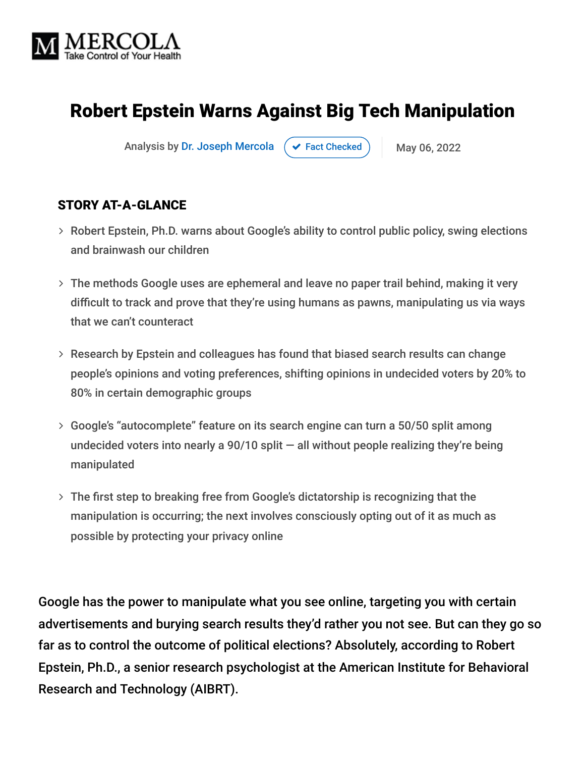MERCOLA
Take Control of Your Health

# Robert Epstein Warns Against Big Tech Manipulation

Analysis by Dr. Joseph Mercola | Fact Checked | May 06, 2022

## STORY AT-A-GLANCE

- Robert Epstein, Ph.D. warns about Google's ability to control public policy, swing elections and brainwash our children
- The methods Google uses are ephemeral and leave no paper trail behind, making it very difficult to track and prove that they're using humans as pawns, manipulating us via ways that we can't counteract
- Research by Epstein and colleagues has found that biased search results can change people's opinions and voting preferences, shifting opinions in undecided voters by 20% to 80% in certain demographic groups
- Google's "autocomplete" feature on its search engine can turn a 50/50 split among undecided voters into nearly a 90/10 split — all without people realizing they're being manipulated
- The first step to breaking free from Google's dictatorship is recognizing that the manipulation is occurring; the next involves consciously opting out of it as much as possible by protecting your privacy online

Google has the power to manipulate what you see online, targeting you with certain advertisements and burying search results they'd rather you not see. But can they go so far as to control the outcome of political elections? Absolutely, according to Robert Epstein, Ph.D., a senior research psychologist at the American Institute for Behavioral Research and Technology (AIBRT).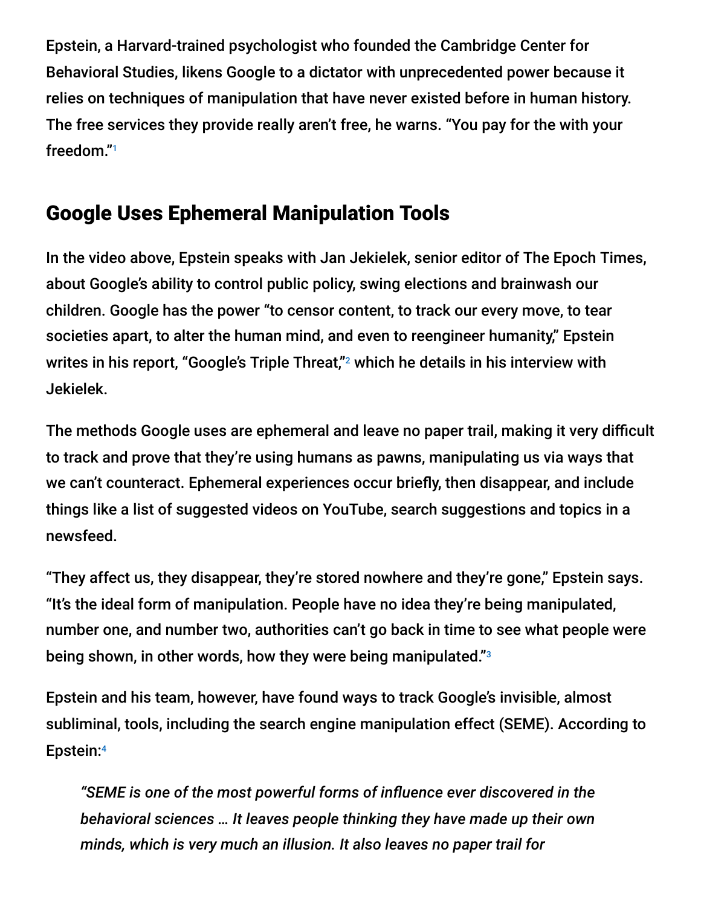Epstein, a Harvard-trained psychologist who founded the Cambridge Center for Behavioral Studies, likens Google to a dictator with unprecedented power because it relies on techniques of manipulation that have never existed before in human history. The free services they provide really aren't free, he warns. "You pay for the with your freedom."[1]

## Google Uses Ephemeral Manipulation Tools

In the video above, Epstein speaks with Jan Jekielek, senior editor of The Epoch Times, about Google's ability to control public policy, swing elections and brainwash our children. Google has the power "to censor content, to track our every move, to tear societies apart, to alter the human mind, and even to reengineer humanity," Epstein writes in his report, "Google's Triple Threat,"[2] which he details in his interview with Jekielek.

The methods Google uses are ephemeral and leave no paper trail, making it very difficult to track and prove that they're using humans as pawns, manipulating us via ways that we can't counteract. Ephemeral experiences occur briefly, then disappear, and include things like a list of suggested videos on YouTube, search suggestions and topics in a newsfeed.

"They affect us, they disappear, they're stored nowhere and they're gone," Epstein says. "It's the ideal form of manipulation. People have no idea they're being manipulated, number one, and number two, authorities can't go back in time to see what people were being shown, in other words, how they were being manipulated."[3]

Epstein and his team, however, have found ways to track Google's invisible, almost subliminal, tools, including the search engine manipulation effect (SEME). According to Epstein:[4]

> *"SEME is one of the most powerful forms of influence ever discovered in the behavioral sciences … It leaves people thinking they have made up their own minds, which is very much an illusion. It also leaves no paper trail for*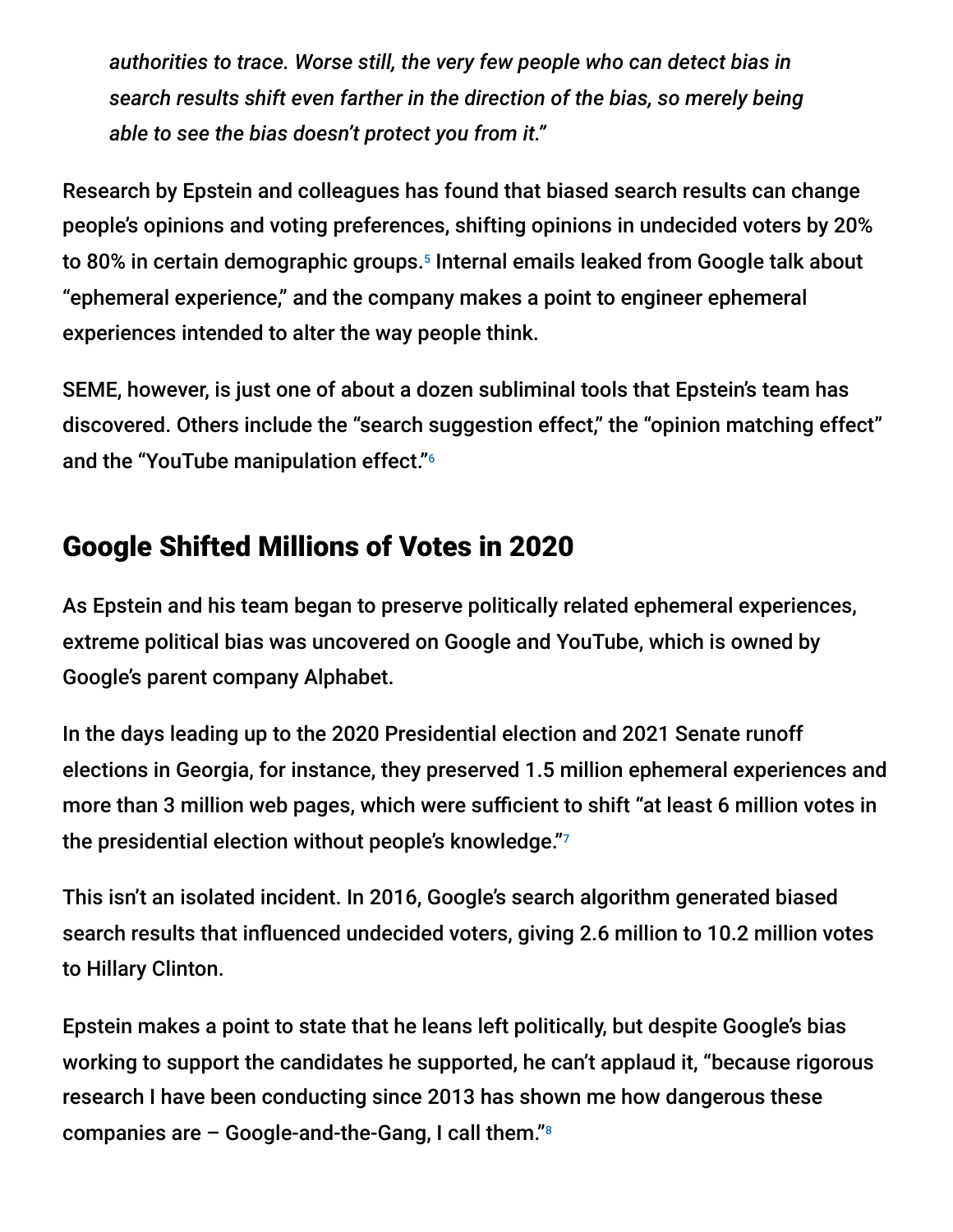*authorities to trace. Worse still, the very few people who can detect bias in search results shift even farther in the direction of the bias, so merely being able to see the bias doesn't protect you from it."*

Research by Epstein and colleagues has found that biased search results can change people's opinions and voting preferences, shifting opinions in undecided voters by 20% to 80% in certain demographic groups.[5] Internal emails leaked from Google talk about "ephemeral experience," and the company makes a point to engineer ephemeral experiences intended to alter the way people think.

SEME, however, is just one of about a dozen subliminal tools that Epstein's team has discovered. Others include the "search suggestion effect," the "opinion matching effect" and the "YouTube manipulation effect."[6]

## Google Shifted Millions of Votes in 2020

As Epstein and his team began to preserve politically related ephemeral experiences, extreme political bias was uncovered on Google and YouTube, which is owned by Google's parent company Alphabet.

In the days leading up to the 2020 Presidential election and 2021 Senate runoff elections in Georgia, for instance, they preserved 1.5 million ephemeral experiences and more than 3 million web pages, which were sufficient to shift "at least 6 million votes in the presidential election without people's knowledge."[7]

This isn't an isolated incident. In 2016, Google's search algorithm generated biased search results that influenced undecided voters, giving 2.6 million to 10.2 million votes to Hillary Clinton.

Epstein makes a point to state that he leans left politically, but despite Google's bias working to support the candidates he supported, he can't applaud it, "because rigorous research I have been conducting since 2013 has shown me how dangerous these companies are – Google-and-the-Gang, I call them."[8]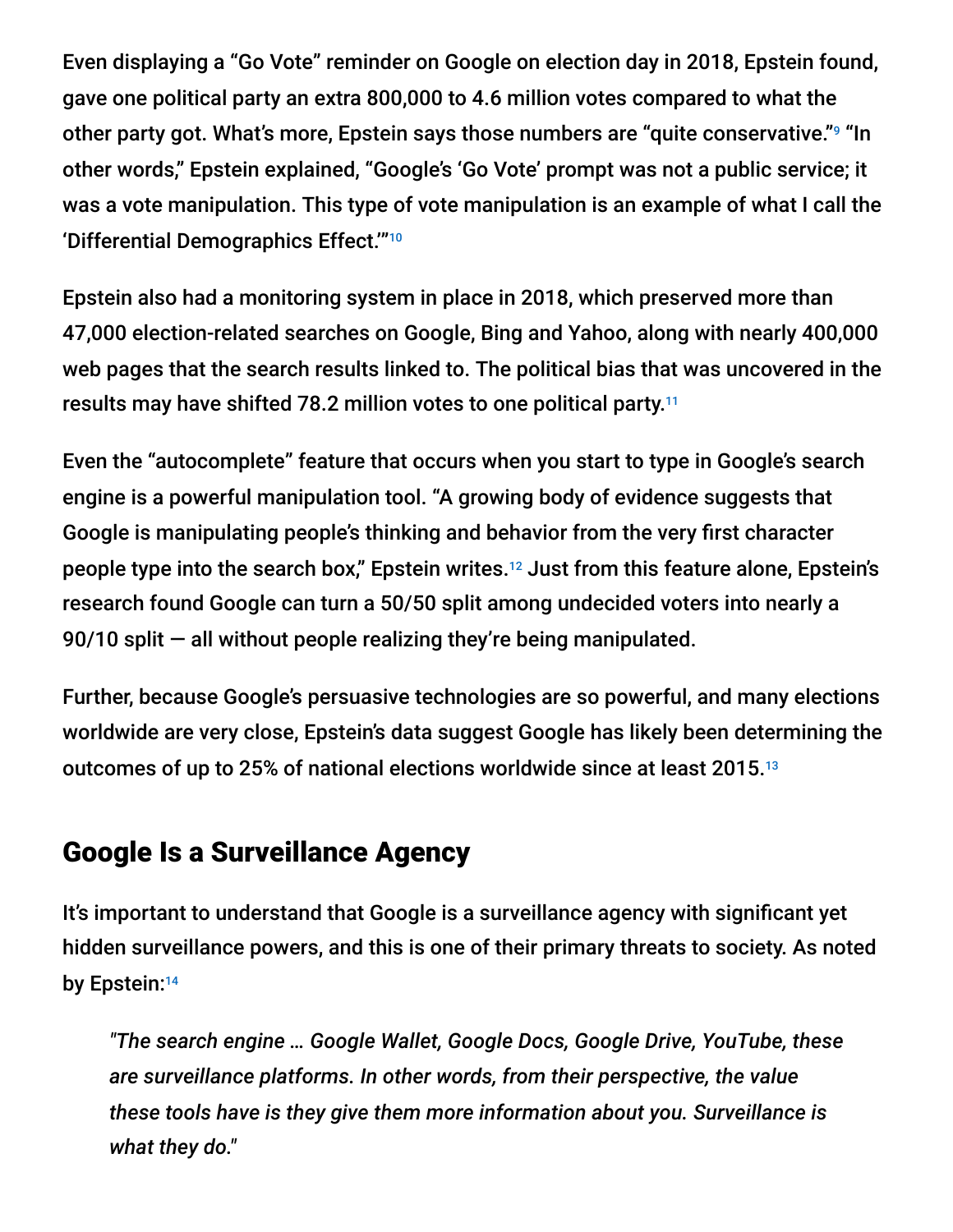Even displaying a "Go Vote" reminder on Google on election day in 2018, Epstein found, gave one political party an extra 800,000 to 4.6 million votes compared to what the other party got. What's more, Epstein says those numbers are "quite conservative."[9] "In other words," Epstein explained, "Google's 'Go Vote' prompt was not a public service; it was a vote manipulation. This type of vote manipulation is an example of what I call the 'Differential Demographics Effect.'"[10]

Epstein also had a monitoring system in place in 2018, which preserved more than 47,000 election-related searches on Google, Bing and Yahoo, along with nearly 400,000 web pages that the search results linked to. The political bias that was uncovered in the results may have shifted 78.2 million votes to one political party.[11]

Even the "autocomplete" feature that occurs when you start to type in Google's search engine is a powerful manipulation tool. "A growing body of evidence suggests that Google is manipulating people's thinking and behavior from the very first character people type into the search box," Epstein writes.[12] Just from this feature alone, Epstein's research found Google can turn a 50/50 split among undecided voters into nearly a 90/10 split — all without people realizing they're being manipulated.

Further, because Google's persuasive technologies are so powerful, and many elections worldwide are very close, Epstein's data suggest Google has likely been determining the outcomes of up to 25% of national elections worldwide since at least 2015.[13]

## Google Is a Surveillance Agency

It's important to understand that Google is a surveillance agency with significant yet hidden surveillance powers, and this is one of their primary threats to society. As noted by Epstein:[14]

> *"The search engine … Google Wallet, Google Docs, Google Drive, YouTube, these are surveillance platforms. In other words, from their perspective, the value these tools have is they give them more information about you. Surveillance is what they do."*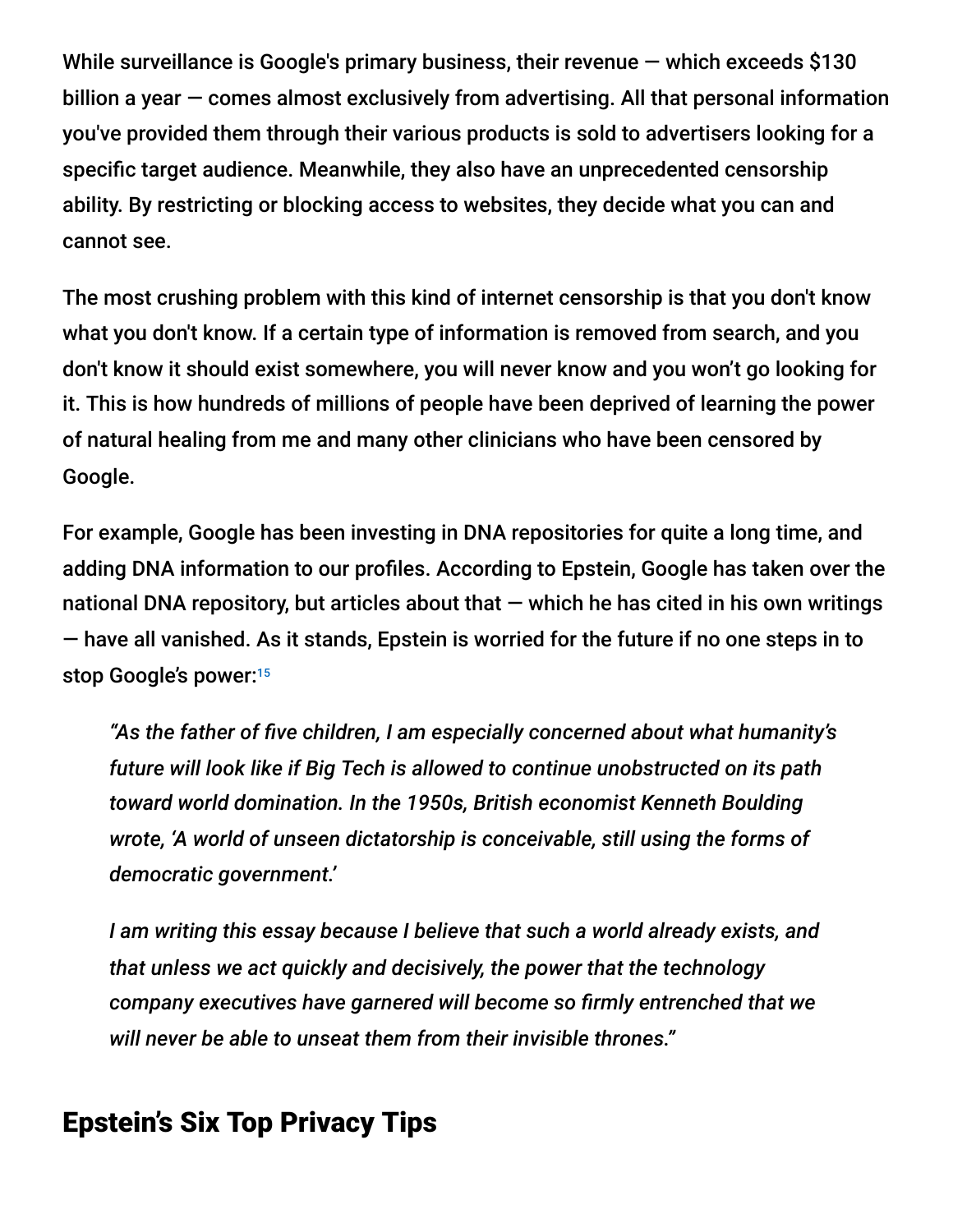While surveillance is Google's primary business, their revenue — which exceeds $130 billion a year — comes almost exclusively from advertising. All that personal information you've provided them through their various products is sold to advertisers looking for a specific target audience. Meanwhile, they also have an unprecedented censorship ability. By restricting or blocking access to websites, they decide what you can and cannot see.

The most crushing problem with this kind of internet censorship is that you don't know what you don't know. If a certain type of information is removed from search, and you don't know it should exist somewhere, you will never know and you won't go looking for it. This is how hundreds of millions of people have been deprived of learning the power of natural healing from me and many other clinicians who have been censored by Google.

For example, Google has been investing in DNA repositories for quite a long time, and adding DNA information to our profiles. According to Epstein, Google has taken over the national DNA repository, but articles about that — which he has cited in his own writings — have all vanished. As it stands, Epstein is worried for the future if no one steps in to stop Google's power:[15]

> *"As the father of five children, I am especially concerned about what humanity's future will look like if Big Tech is allowed to continue unobstructed on its path toward world domination. In the 1950s, British economist Kenneth Boulding wrote, 'A world of unseen dictatorship is conceivable, still using the forms of democratic government.'*
>
> *I am writing this essay because I believe that such a world already exists, and that unless we act quickly and decisively, the power that the technology company executives have garnered will become so firmly entrenched that we will never be able to unseat them from their invisible thrones."*

## Epstein's Six Top Privacy Tips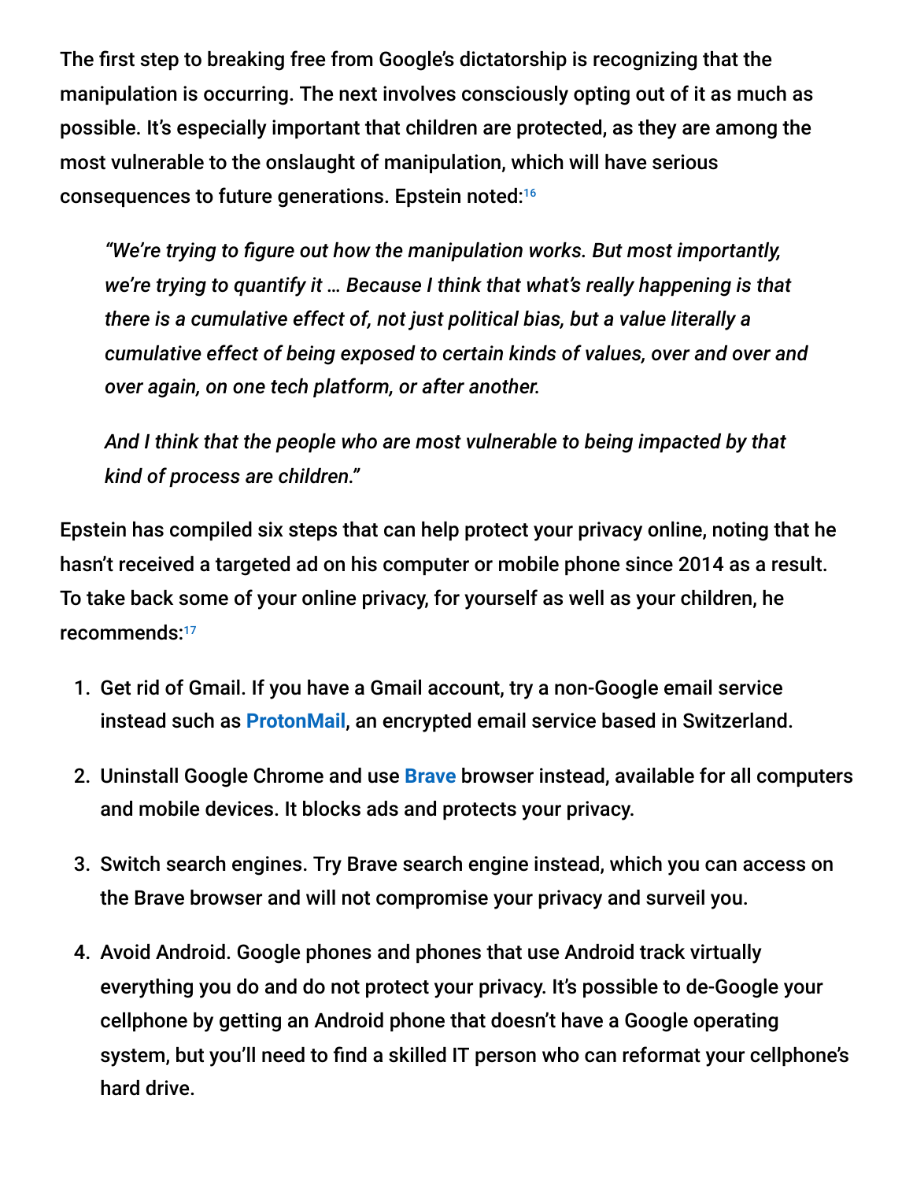The first step to breaking free from Google's dictatorship is recognizing that the manipulation is occurring. The next involves consciously opting out of it as much as possible. It's especially important that children are protected, as they are among the most vulnerable to the onslaught of manipulation, which will have serious consequences to future generations. Epstein noted:[16]

> *"We're trying to figure out how the manipulation works. But most importantly, we're trying to quantify it … Because I think that what's really happening is that there is a cumulative effect of, not just political bias, but a value literally a cumulative effect of being exposed to certain kinds of values, over and over and over again, on one tech platform, or after another.*
>
> *And I think that the people who are most vulnerable to being impacted by that kind of process are children."*

Epstein has compiled six steps that can help protect your privacy online, noting that he hasn't received a targeted ad on his computer or mobile phone since 2014 as a result. To take back some of your online privacy, for yourself as well as your children, he recommends:[17]

1. Get rid of Gmail. If you have a Gmail account, try a non-Google email service instead such as **ProtonMail**, an encrypted email service based in Switzerland.
2. Uninstall Google Chrome and use **Brave** browser instead, available for all computers and mobile devices. It blocks ads and protects your privacy.
3. Switch search engines. Try Brave search engine instead, which you can access on the Brave browser and will not compromise your privacy and surveil you.
4. Avoid Android. Google phones and phones that use Android track virtually everything you do and do not protect your privacy. It's possible to de-Google your cellphone by getting an Android phone that doesn't have a Google operating system, but you'll need to find a skilled IT person who can reformat your cellphone's hard drive.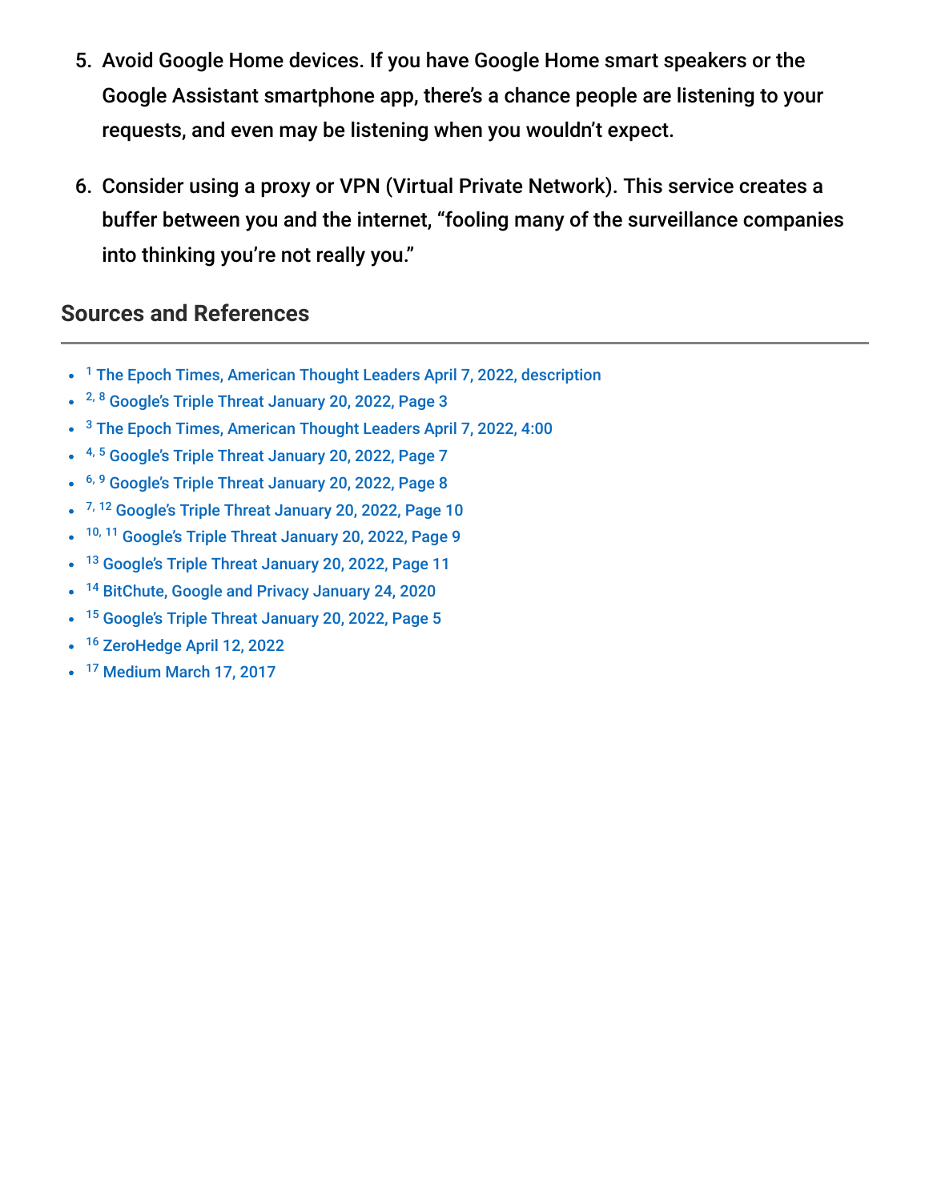5. Avoid Google Home devices. If you have Google Home smart speakers or the Google Assistant smartphone app, there's a chance people are listening to your requests, and even may be listening when you wouldn't expect.

6. Consider using a proxy or VPN (Virtual Private Network). This service creates a buffer between you and the internet, "fooling many of the surveillance companies into thinking you're not really you."

## Sources and References

- [1] The Epoch Times, American Thought Leaders April 7, 2022, description
- [2, 8] Google's Triple Threat January 20, 2022, Page 3
- [3] The Epoch Times, American Thought Leaders April 7, 2022, 4:00
- [4, 5] Google's Triple Threat January 20, 2022, Page 7
- [6, 9] Google's Triple Threat January 20, 2022, Page 8
- [7, 12] Google's Triple Threat January 20, 2022, Page 10
- [10, 11] Google's Triple Threat January 20, 2022, Page 9
- [13] Google's Triple Threat January 20, 2022, Page 11
- [14] BitChute, Google and Privacy January 24, 2020
- [15] Google's Triple Threat January 20, 2022, Page 5
- [16] ZeroHedge April 12, 2022
- [17] Medium March 17, 2017